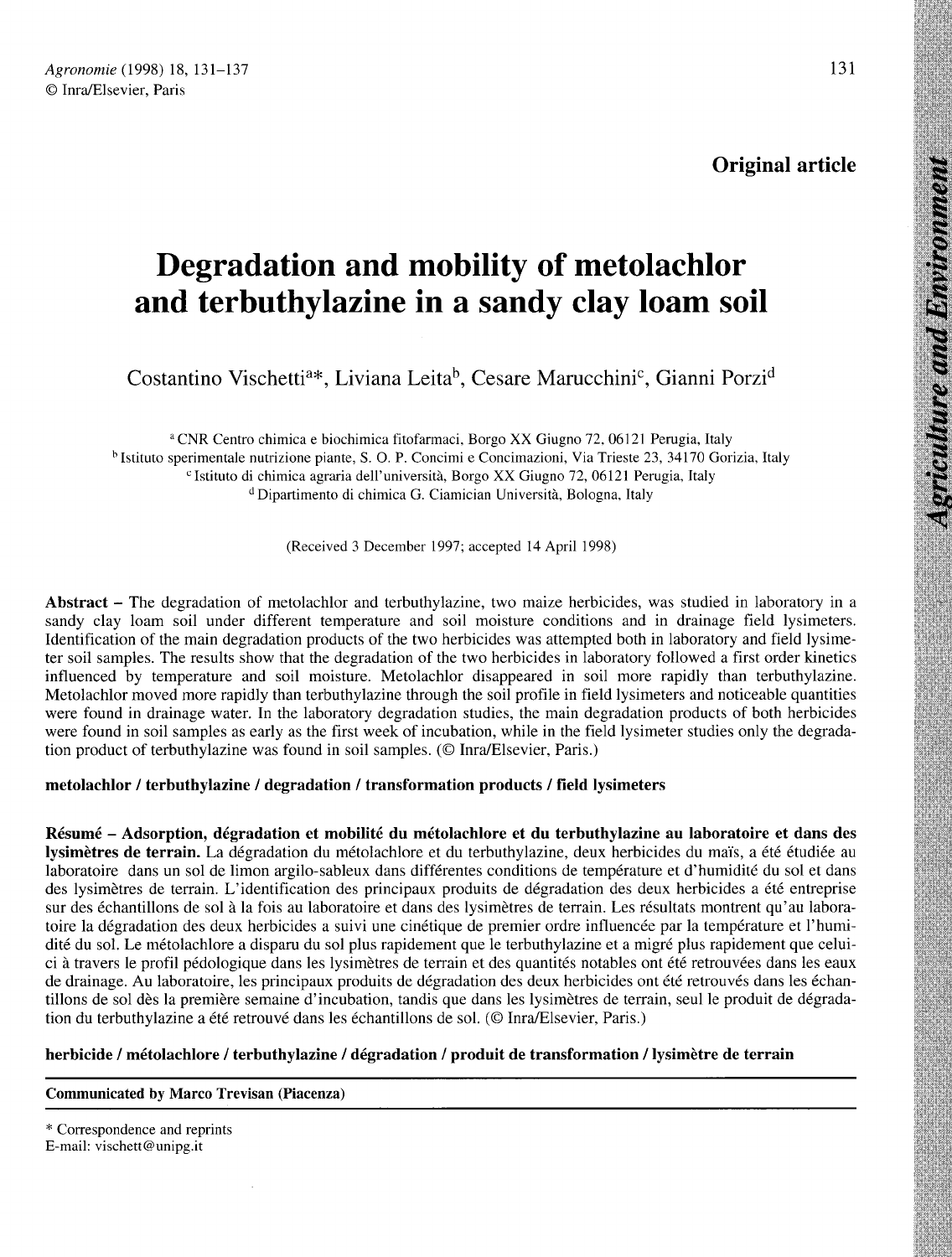**Original article**

# Degradation and mobility of metolachlor and terbuthylazine in a sandy clay loam soil

Costantino Vischetti[a]*, Liviana Leita[b], Cesare Marucchini[c], Gianni Porzi[d]

[a] CNR Centro chimica e biochimica fitofarmaci, Borgo XX Giugno 72, 06121 Perugia, Italy
[b] Istituto sperimentale nutrizione piante, S. O. P. Concimi e Concimazioni, Via Trieste 23, 34170 Gorizia, Italy
[c] Istituto di chimica agraria dell'università, Borgo XX Giugno 72, 06121 Perugia, Italy
[d] Dipartimento di chimica G. Ciamician Università, Bologna, Italy

(Received 3 December 1997; accepted 14 April 1998)

**Abstract** – The degradation of metolachlor and terbuthylazine, two maize herbicides, was studied in laboratory in a sandy clay loam soil under different temperature and soil moisture conditions and in drainage field lysimeters. Identification of the main degradation products of the two herbicides was attempted both in laboratory and field lysimeter soil samples. The results show that the degradation of the two herbicides in laboratory followed a first order kinetics influenced by temperature and soil moisture. Metolachlor disappeared in soil more rapidly than terbuthylazine. Metolachlor moved more rapidly than terbuthylazine through the soil profile in field lysimeters and noticeable quantities were found in drainage water. In the laboratory degradation studies, the main degradation products of both herbicides were found in soil samples as early as the first week of incubation, while in the field lysimeter studies only the degradation product of terbuthylazine was found in soil samples. (© Inra/Elsevier, Paris.)

**metolachlor / terbuthylazine / degradation / transformation products / field lysimeters**

**Résumé – Adsorption, dégradation et mobilité du métolachlore et du terbuthylazine au laboratoire et dans des lysimètres de terrain.** La dégradation du métolachlore et du terbuthylazine, deux herbicides du maïs, a été étudiée au laboratoire dans un sol de limon argilo-sableux dans différentes conditions de température et d'humidité du sol et dans des lysimètres de terrain. L'identification des principaux produits de dégradation des deux herbicides a été entreprise sur des échantillons de sol à la fois au laboratoire et dans des lysimètres de terrain. Les résultats montrent qu'au laboratoire la dégradation des deux herbicides a suivi une cinétique de premier ordre influencée par la température et l'humidité du sol. Le métolachlore a disparu du sol plus rapidement que le terbuthylazine et a migré plus rapidement que celui-ci à travers le profil pédologique dans les lysimètres de terrain et des quantités notables ont été retrouvées dans les eaux de drainage. Au laboratoire, les principaux produits de dégradation des deux herbicides ont été retrouvés dans les échantillons de sol dès la première semaine d'incubation, tandis que dans les lysimètres de terrain, seul le produit de dégradation du terbuthylazine a été retrouvé dans les échantillons de sol. (© Inra/Elsevier, Paris.)

**herbicide / métolachlore / terbuthylazine / dégradation / produit de transformation / lysimètre de terrain**

**Communicated by Marco Trevisan (Piacenza)**

\* Correspondence and reprints
E-mail: vischett@unipg.it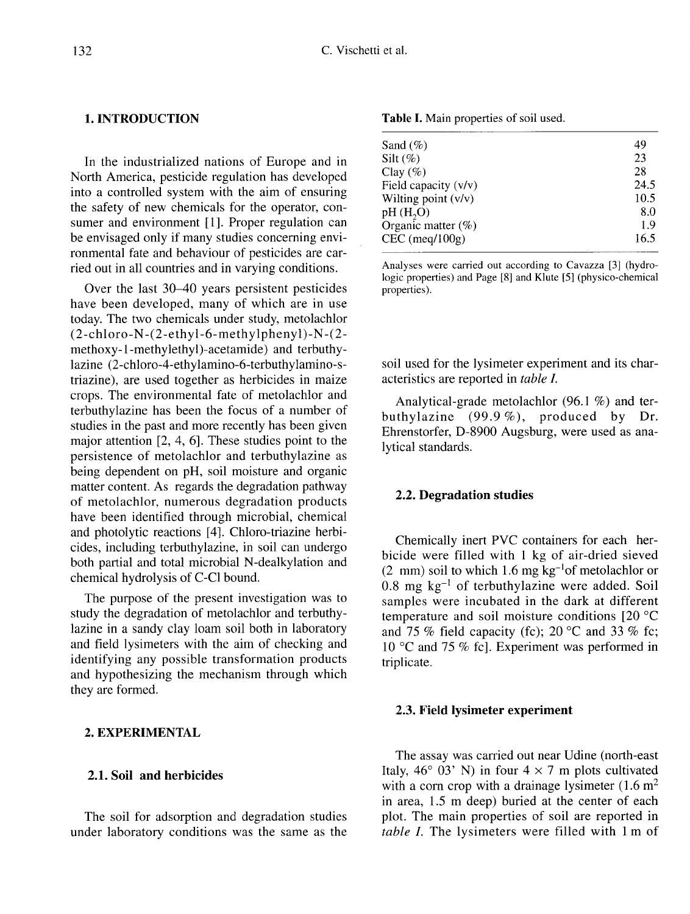## 1. INTRODUCTION

In the industrialized nations of Europe and in North America, pesticide regulation has developed into a controlled system with the aim of ensuring the safety of new chemicals for the operator, consumer and environment [1]. Proper regulation can be envisaged only if many studies concerning environmental fate and behaviour of pesticides are carried out in all countries and in varying conditions.

Over the last 30–40 years persistent pesticides have been developed, many of which are in use today. The two chemicals under study, metolachlor (2-chloro-N-(2-ethyl-6-methylphenyl)-N-(2-methoxy-1-methylethyl)-acetamide) and terbuthylazine (2-chloro-4-ethylamino-6-terbuthylamino-s-triazine), are used together as herbicides in maize crops. The environmental fate of metolachlor and terbuthylazine has been the focus of a number of studies in the past and more recently has been given major attention [2, 4, 6]. These studies point to the persistence of metolachlor and terbuthylazine as being dependent on pH, soil moisture and organic matter content. As regards the degradation pathway of metolachlor, numerous degradation products have been identified through microbial, chemical and photolytic reactions [4]. Chloro-triazine herbicides, including terbuthylazine, in soil can undergo both partial and total microbial N-dealkylation and chemical hydrolysis of C-Cl bound.

The purpose of the present investigation was to study the degradation of metolachlor and terbuthylazine in a sandy clay loam soil both in laboratory and field lysimeters with the aim of checking and identifying any possible transformation products and hypothesizing the mechanism through which they are formed.

## 2. EXPERIMENTAL

### 2.1. Soil and herbicides

The soil for adsorption and degradation studies under laboratory conditions was the same as the soil used for the lysimeter experiment and its characteristics are reported in *table I*.

**Table I.** Main properties of soil used.

| Property | Value |
|---|---|
| Sand (%) | 49 |
| Silt (%) | 23 |
| Clay (%) | 28 |
| Field capacity (v/v) | 24.5 |
| Wilting point (v/v) | 10.5 |
| pH ($H_2O$) | 8.0 |
| Organic matter (%) | 1.9 |
| CEC (meq/100g) | 16.5 |

Analyses were carried out according to Cavazza [3] (hydrologic properties) and Page [8] and Klute [5] (physico-chemical properties).

Analytical-grade metolachlor (96.1 %) and terbuthylazine (99.9 %), produced by Dr. Ehrenstorfer, D-8900 Augsburg, were used as analytical standards.

### 2.2. Degradation studies

Chemically inert PVC containers for each herbicide were filled with 1 kg of air-dried sieved (2 mm) soil to which 1.6 mg $kg^{-1}$ of metolachlor or 0.8 mg $kg^{-1}$ of terbuthylazine were added. Soil samples were incubated in the dark at different temperature and soil moisture conditions [20 °C and 75 % field capacity (fc); 20 °C and 33 % fc; 10 °C and 75 % fc]. Experiment was performed in triplicate.

### 2.3. Field lysimeter experiment

The assay was carried out near Udine (north-east Italy, 46° 03' N) in four 4 × 7 m plots cultivated with a corn crop with a drainage lysimeter (1.6 $m^2$ in area, 1.5 m deep) buried at the center of each plot. The main properties of soil are reported in *table I*. The lysimeters were filled with 1 m of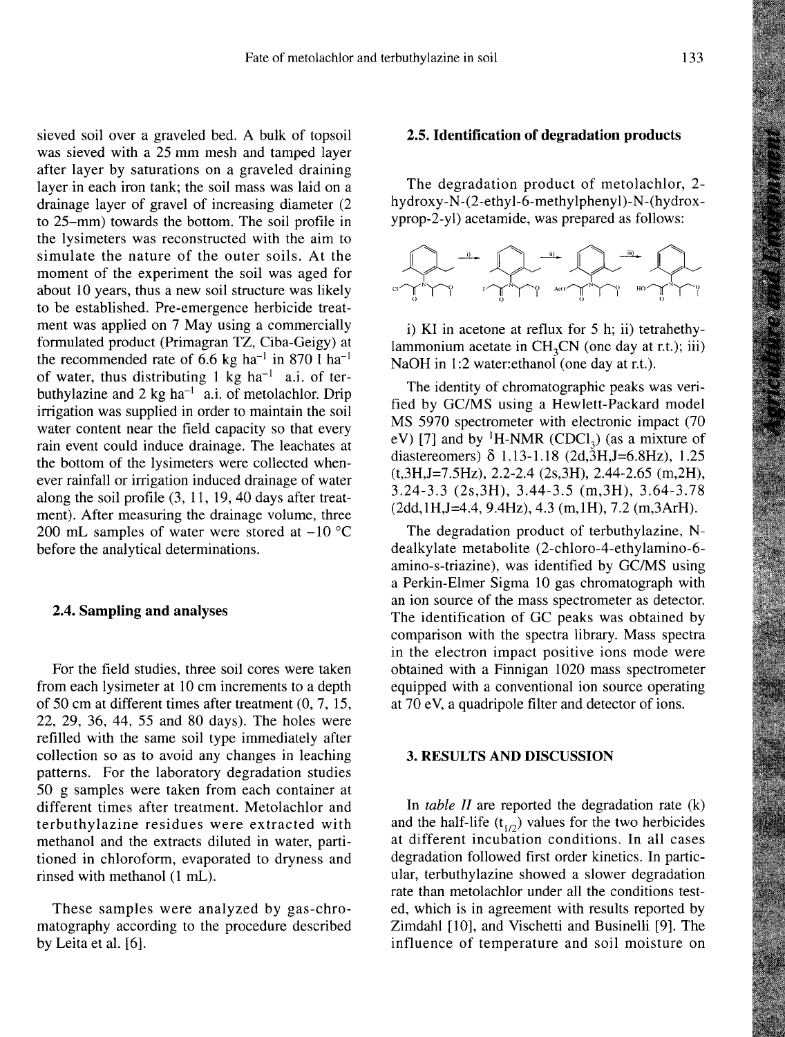sieved soil over a graveled bed. A bulk of topsoil was sieved with a 25 mm mesh and tamped layer after layer by saturations on a graveled draining layer in each iron tank; the soil mass was laid on a drainage layer of gravel of increasing diameter (2 to 25–mm) towards the bottom. The soil profile in the lysimeters was reconstructed with the aim to simulate the nature of the outer soils. At the moment of the experiment the soil was aged for about 10 years, thus a new soil structure was likely to be established. Pre-emergence herbicide treatment was applied on 7 May using a commercially formulated product (Primagran TZ, Ciba-Geigy) at the recommended rate of 6.6 kg $ha^{-1}$ in 870 l $ha^{-1}$ of water, thus distributing 1 kg $ha^{-1}$ a.i. of terbuthylazine and 2 kg $ha^{-1}$ a.i. of metolachlor. Drip irrigation was supplied in order to maintain the soil water content near the field capacity so that every rain event could induce drainage. The leachates at the bottom of the lysimeters were collected whenever rainfall or irrigation induced drainage of water along the soil profile (3, 11, 19, 40 days after treatment). After measuring the drainage volume, three 200 mL samples of water were stored at –10 °C before the analytical determinations.

### 2.4. Sampling and analyses

For the field studies, three soil cores were taken from each lysimeter at 10 cm increments to a depth of 50 cm at different times after treatment (0, 7, 15, 22, 29, 36, 44, 55 and 80 days). The holes were refilled with the same soil type immediately after collection so as to avoid any changes in leaching patterns. For the laboratory degradation studies 50 g samples were taken from each container at different times after treatment. Metolachlor and terbuthylazine residues were extracted with methanol and the extracts diluted in water, partitioned in chloroform, evaporated to dryness and rinsed with methanol (1 mL).

These samples were analyzed by gas-chromatography according to the procedure described by Leita et al. [6].

### 2.5. Identification of degradation products

The degradation product of metolachlor, 2-hydroxy-N-(2-ethyl-6-methylphenyl)-N-(hydroxyprop-2-yl) acetamide, was prepared as follows:

i) KI in acetone at reflux for 5 h; ii) tetraethylammonium acetate in $CH_3CN$ (one day at r.t.); iii) NaOH in 1:2 water:ethanol (one day at r.t.).

The identity of chromatographic peaks was verified by GC/MS using a Hewlett-Packard model MS 5970 spectrometer with electronic impact (70 eV) [7] and by $^1$H-NMR ($CDCl_3$) (as a mixture of diastereomers) δ 1.13-1.18 (2d,3H,J=6.8Hz), 1.25 (t,3H,J=7.5Hz), 2.2-2.4 (2s,3H), 2.44-2.65 (m,2H), 3.24-3.3 (2s,3H), 3.44-3.5 (m,3H), 3.64-3.78 (2dd,1H,J=4.4, 9.4Hz), 4.3 (m,1H), 7.2 (m,3ArH).

The degradation product of terbuthylazine, N-dealkylate metabolite (2-chloro-4-ethylamino-6-amino-s-triazine), was identified by GC/MS using a Perkin-Elmer Sigma 10 gas chromatograph with an ion source of the mass spectrometer as detector. The identification of GC peaks was obtained by comparison with the spectra library. Mass spectra in the electron impact positive ions mode were obtained with a Finnigan 1020 mass spectrometer equipped with a conventional ion source operating at 70 eV, a quadripole filter and detector of ions.

## 3. RESULTS AND DISCUSSION

In *table II* are reported the degradation rate (k) and the half-life ($t_{1/2}$) values for the two herbicides at different incubation conditions. In all cases degradation followed first order kinetics. In particular, terbuthylazine showed a slower degradation rate than metolachlor under all the conditions tested, which is in agreement with results reported by Zimdahl [10], and Vischetti and Businelli [9]. The influence of temperature and soil moisture on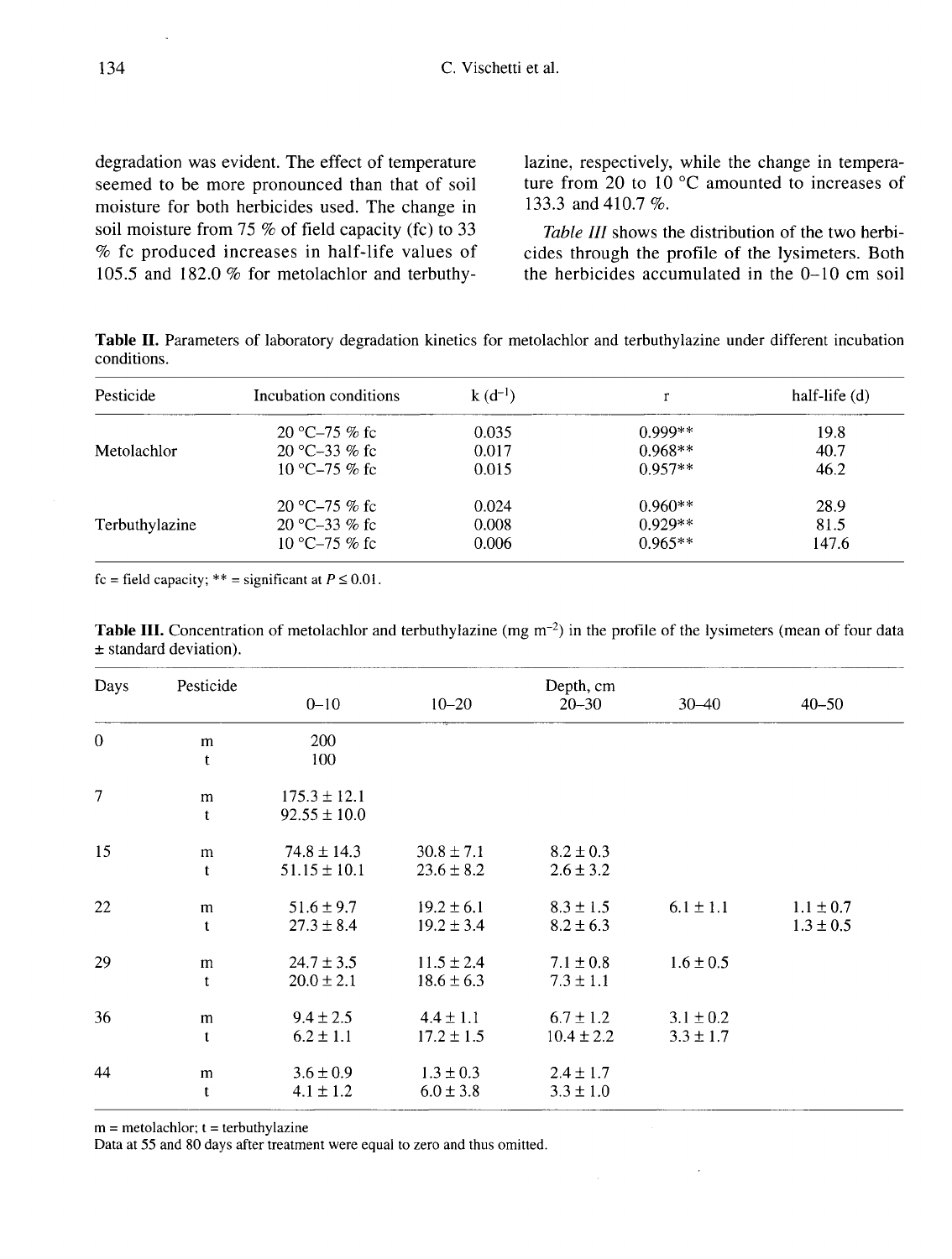degradation was evident. The effect of temperature seemed to be more pronounced than that of soil moisture for both herbicides used. The change in soil moisture from 75 % of field capacity (fc) to 33 % fc produced increases in half-life values of 105.5 and 182.0 % for metolachlor and terbuthylazine, respectively, while the change in temperature from 20 to 10 °C amounted to increases of 133.3 and 410.7 %.

*Table III* shows the distribution of the two herbicides through the profile of the lysimeters. Both the herbicides accumulated in the 0–10 cm soil

**Table II.** Parameters of laboratory degradation kinetics for metolachlor and terbuthylazine under different incubation conditions.

| Pesticide | Incubation conditions | k ($d^{-1}$) | r | half-life (d) |
|---|---|---|---|---|
| | 20 °C–75 % fc | 0.035 | 0.999** | 19.8 |
| Metolachlor | 20 °C–33 % fc | 0.017 | 0.968** | 40.7 |
| | 10 °C–75 % fc | 0.015 | 0.957** | 46.2 |
| | 20 °C–75 % fc | 0.024 | 0.960** | 28.9 |
| Terbuthylazine | 20 °C–33 % fc | 0.008 | 0.929** | 81.5 |
| | 10 °C–75 % fc | 0.006 | 0.965** | 147.6 |

fc = field capacity; ** = significant at $P \leq 0.01$.

**Table III.** Concentration of metolachlor and terbuthylazine (mg $m^{-2}$) in the profile of the lysimeters (mean of four data ± standard deviation).

| Days | Pesticide | Depth, cm 0–10 | 10–20 | 20–30 | 30–40 | 40–50 |
|---|---|---|---|---|---|---|
| 0 | m | 200 | | | | |
| | t | 100 | | | | |
| 7 | m | 175.3 ± 12.1 | | | | |
| | t | 92.55 ± 10.0 | | | | |
| 15 | m | 74.8 ± 14.3 | 30.8 ± 7.1 | 8.2 ± 0.3 | | |
| | t | 51.15 ± 10.1 | 23.6 ± 8.2 | 2.6 ± 3.2 | | |
| 22 | m | 51.6 ± 9.7 | 19.2 ± 6.1 | 8.3 ± 1.5 | 6.1 ± 1.1 | 1.1 ± 0.7 |
| | t | 27.3 ± 8.4 | 19.2 ± 3.4 | 8.2 ± 6.3 | | 1.3 ± 0.5 |
| 29 | m | 24.7 ± 3.5 | 11.5 ± 2.4 | 7.1 ± 0.8 | 1.6 ± 0.5 | |
| | t | 20.0 ± 2.1 | 18.6 ± 6.3 | 7.3 ± 1.1 | | |
| 36 | m | 9.4 ± 2.5 | 4.4 ± 1.1 | 6.7 ± 1.2 | 3.1 ± 0.2 | |
| | t | 6.2 ± 1.1 | 17.2 ± 1.5 | 10.4 ± 2.2 | 3.3 ± 1.7 | |
| 44 | m | 3.6 ± 0.9 | 1.3 ± 0.3 | 2.4 ± 1.7 | | |
| | t | 4.1 ± 1.2 | 6.0 ± 3.8 | 3.3 ± 1.0 | | |

m = metolachlor; t = terbuthylazine
Data at 55 and 80 days after treatment were equal to zero and thus omitted.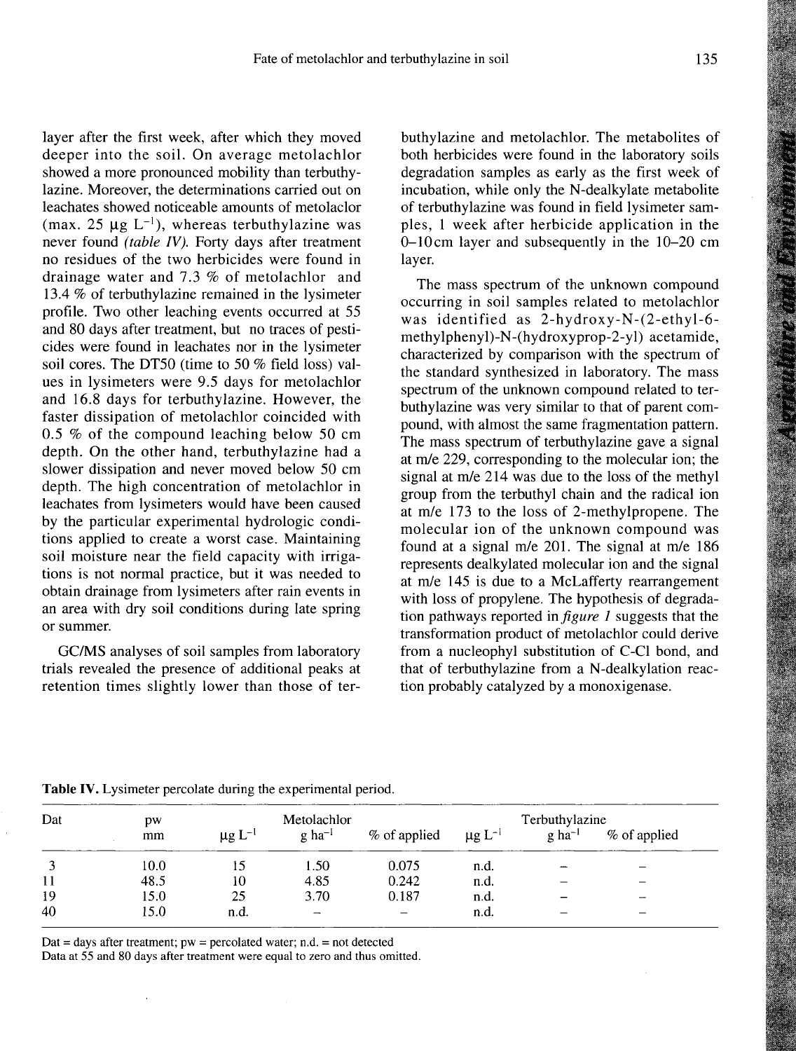layer after the first week, after which they moved deeper into the soil. On average metolachlor showed a more pronounced mobility than terbuthylazine. Moreover, the determinations carried out on leachates showed noticeable amounts of metolaclor (max. 25 μg $L^{-1}$), whereas terbuthylazine was never found *(table IV)*. Forty days after treatment no residues of the two herbicides were found in drainage water and 7.3 % of metolachlor and 13.4 % of terbuthylazine remained in the lysimeter profile. Two other leaching events occurred at 55 and 80 days after treatment, but no traces of pesticides were found in leachates nor in the lysimeter soil cores. The DT50 (time to 50 % field loss) values in lysimeters were 9.5 days for metolachlor and 16.8 days for terbuthylazine. However, the faster dissipation of metolachlor coincided with 0.5 % of the compound leaching below 50 cm depth. On the other hand, terbuthylazine had a slower dissipation and never moved below 50 cm depth. The high concentration of metolachlor in leachates from lysimeters would have been caused by the particular experimental hydrologic conditions applied to create a worst case. Maintaining soil moisture near the field capacity with irrigations is not normal practice, but it was needed to obtain drainage from lysimeters after rain events in an area with dry soil conditions during late spring or summer.

GC/MS analyses of soil samples from laboratory trials revealed the presence of additional peaks at retention times slightly lower than those of terbuthylazine and metolachlor. The metabolites of both herbicides were found in the laboratory soils degradation samples as early as the first week of incubation, while only the N-dealkylate metabolite of terbuthylazine was found in field lysimeter samples, 1 week after herbicide application in the 0–10 cm layer and subsequently in the 10–20 cm layer.

The mass spectrum of the unknown compound occurring in soil samples related to metolachlor was identified as 2-hydroxy-N-(2-ethyl-6-methylphenyl)-N-(hydroxyprop-2-yl) acetamide, characterized by comparison with the spectrum of the standard synthesized in laboratory. The mass spectrum of the unknown compound related to terbuthylazine was very similar to that of parent compound, with almost the same fragmentation pattern. The mass spectrum of terbuthylazine gave a signal at m/e 229, corresponding to the molecular ion; the signal at m/e 214 was due to the loss of the methyl group from the terbuthyl chain and the radical ion at m/e 173 to the loss of 2-methylpropene. The molecular ion of the unknown compound was found at a signal m/e 201. The signal at m/e 186 represents dealkylated molecular ion and the signal at m/e 145 is due to a McLafferty rearrangement with loss of propylene. The hypothesis of degradation pathways reported in *figure 1* suggests that the transformation product of metolachlor could derive from a nucleophyl substitution of C-Cl bond, and that of terbuthylazine from a N-dealkylation reaction probably catalyzed by a monoxigenase.

**Table IV.** Lysimeter percolate during the experimental period.

| Dat | pw | Metolachlor | | | Terbuthylazine | | |
|---|---|---|---|---|---|---|---|
| | mm | μg $L^{-1}$ | g $ha^{-1}$ | % of applied | μg $L^{-1}$ | g $ha^{-1}$ | % of applied |
| 3 | 10.0 | 15 | 1.50 | 0.075 | n.d. | – | – |
| 11 | 48.5 | 10 | 4.85 | 0.242 | n.d. | – | – |
| 19 | 15.0 | 25 | 3.70 | 0.187 | n.d. | – | – |
| 40 | 15.0 | n.d. | – | – | n.d. | – | – |

Dat = days after treatment; pw = percolated water; n.d. = not detected
Data at 55 and 80 days after treatment were equal to zero and thus omitted.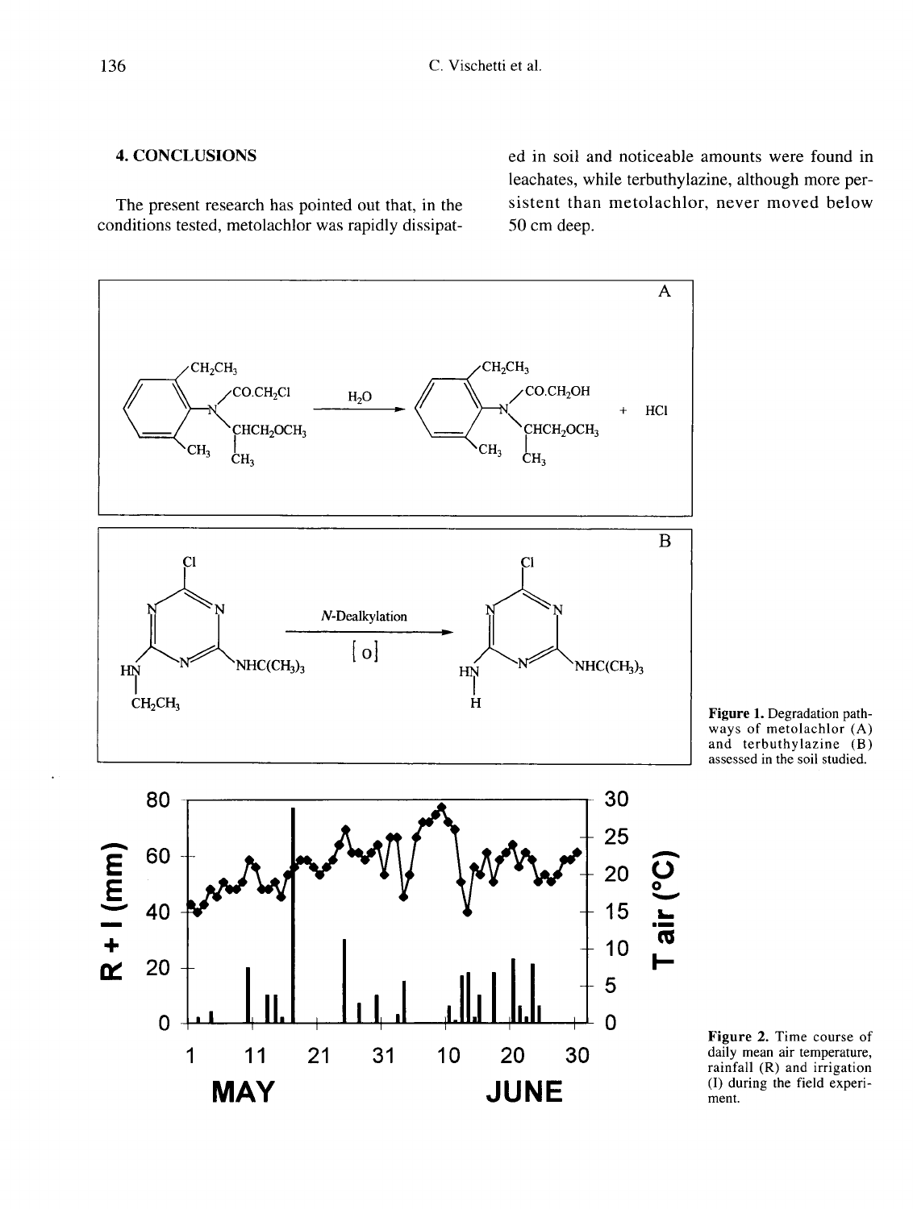## 4. CONCLUSIONS

The present research has pointed out that, in the conditions tested, metolachlor was rapidly dissipated in soil and noticeable amounts were found in leachates, while terbuthylazine, although more persistent than metolachlor, never moved below 50 cm deep.

**Figure 1.** Degradation pathways of metolachlor (A) and terbuthylazine (B) assessed in the soil studied.

**Figure 2.** Time course of daily mean air temperature, rainfall (R) and irrigation (I) during the field experiment.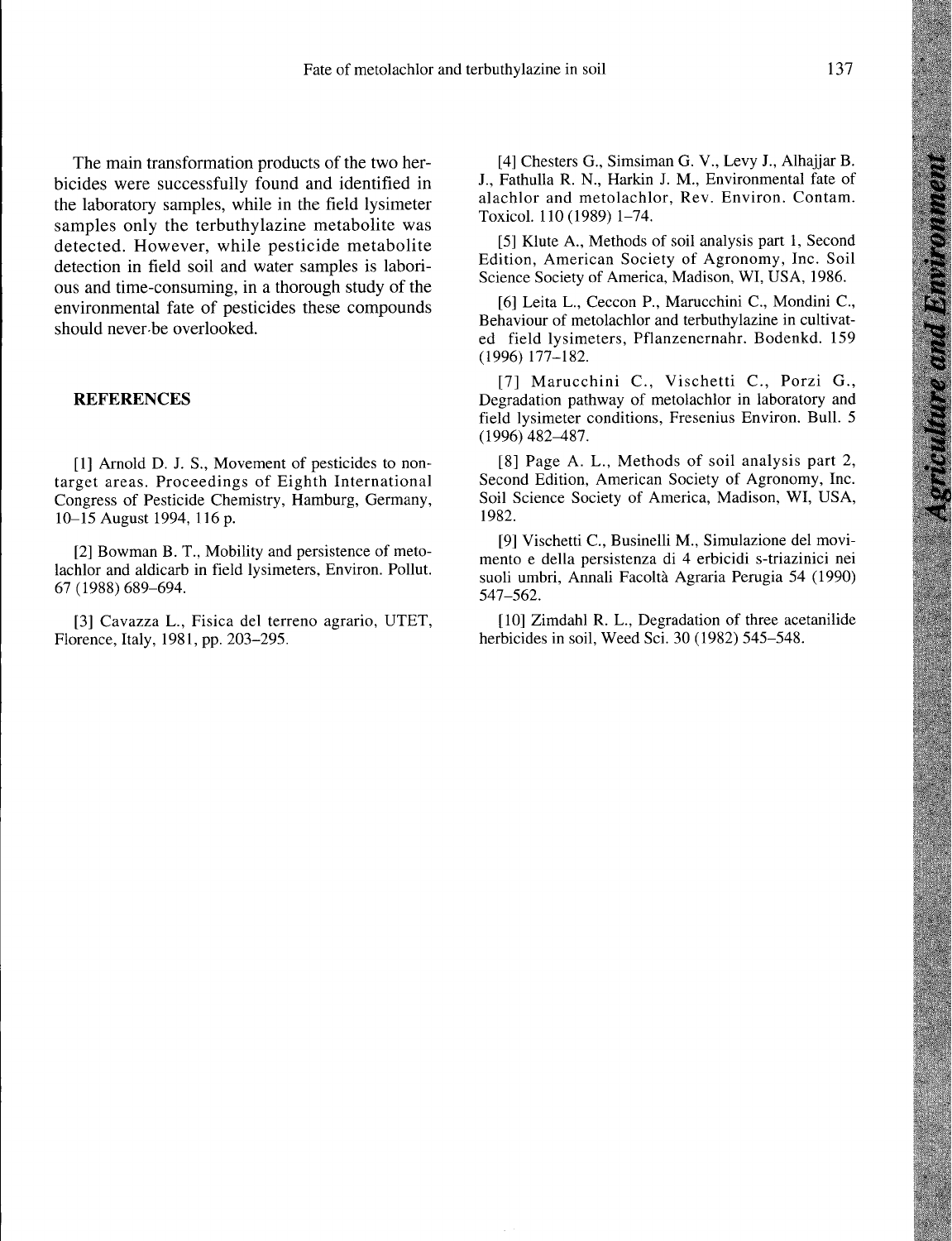The main transformation products of the two herbicides were successfully found and identified in the laboratory samples, while in the field lysimeter samples only the terbuthylazine metabolite was detected. However, while pesticide metabolite detection in field soil and water samples is laborious and time-consuming, in a thorough study of the environmental fate of pesticides these compounds should never be overlooked.

## REFERENCES

[1] Arnold D. J. S., Movement of pesticides to non-target areas. Proceedings of Eighth International Congress of Pesticide Chemistry, Hamburg, Germany, 10–15 August 1994, 116 p.

[2] Bowman B. T., Mobility and persistence of metolachlor and aldicarb in field lysimeters, Environ. Pollut. 67 (1988) 689–694.

[3] Cavazza L., Fisica del terreno agrario, UTET, Florence, Italy, 1981, pp. 203–295.

[4] Chesters G., Simsiman G. V., Levy J., Alhajjar B. J., Fathulla R. N., Harkin J. M., Environmental fate of alachlor and metolachlor, Rev. Environ. Contam. Toxicol. 110 (1989) 1–74.

[5] Klute A., Methods of soil analysis part 1, Second Edition, American Society of Agronomy, Inc. Soil Science Society of America, Madison, WI, USA, 1986.

[6] Leita L., Ceccon P., Marucchini C., Mondini C., Behaviour of metolachlor and terbuthylazine in cultivated field lysimeters, Pflanzenernahr. Bodenkd. 159 (1996) 177–182.

[7] Marucchini C., Vischetti C., Porzi G., Degradation pathway of metolachlor in laboratory and field lysimeter conditions, Fresenius Environ. Bull. 5 (1996) 482–487.

[8] Page A. L., Methods of soil analysis part 2, Second Edition, American Society of Agronomy, Inc. Soil Science Society of America, Madison, WI, USA, 1982.

[9] Vischetti C., Businelli M., Simulazione del movimento e della persistenza di 4 erbicidi s-triazinici nei suoli umbri, Annali Facoltà Agraria Perugia 54 (1990) 547–562.

[10] Zimdahl R. L., Degradation of three acetanilide herbicides in soil, Weed Sci. 30 (1982) 545–548.